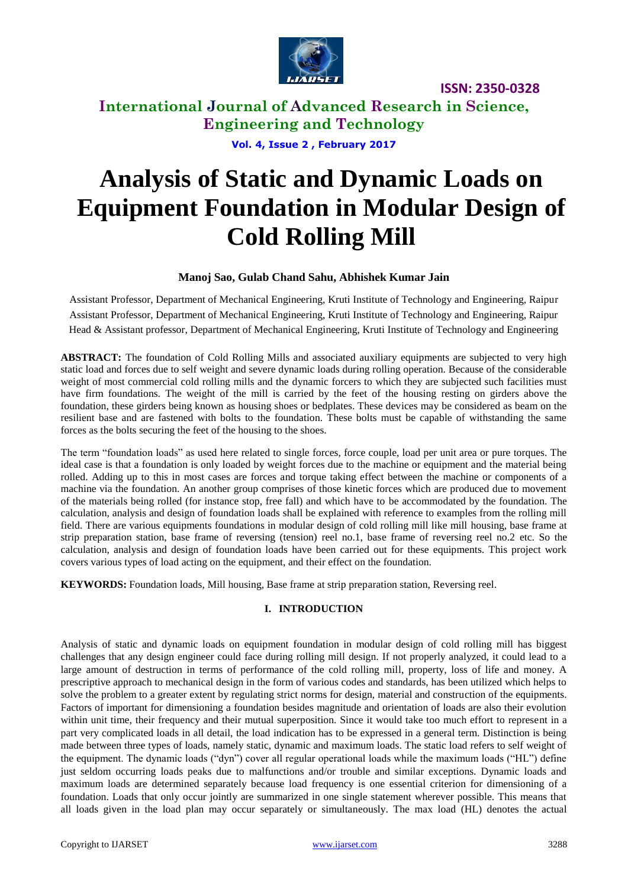# Analysis of Static and Dynamic Loads on Equipment Foundation in Modular Design of Cold Rolling Mill

**Manoj Sao, Gulab Chand Sahu, Abhishek Kumar Jain**

Assistant Professor, Department of Mechanical Engineering, Kruti Institute of Technology and Engineering, Raipur

Assistant Professor, Department of Mechanical Engineering, Kruti Institute of Technology and Engineering, Raipur

Head & Assistant professor, Department of Mechanical Engineering, Kruti Institute of Technology and Engineering

**ABSTRACT:** The foundation of Cold Rolling Mills and associated auxiliary equipments are subjected to very high static load and forces due to self weight and severe dynamic loads during rolling operation. Because of the considerable weight of most commercial cold rolling mills and the dynamic forcers to which they are subjected such facilities must have firm foundations. The weight of the mill is carried by the feet of the housing resting on girders above the foundation, these girders being known as housing shoes or bedplates. These devices may be considered as beam on the resilient base and are fastened with bolts to the foundation. These bolts must be capable of withstanding the same forces as the bolts securing the feet of the housing to the shoes.

The term "foundation loads" as used here related to single forces, force couple, load per unit area or pure torques. The ideal case is that a foundation is only loaded by weight forces due to the machine or equipment and the material being rolled. Adding up to this in most cases are forces and torque taking effect between the machine or components of a machine via the foundation. An another group comprises of those kinetic forces which are produced due to movement of the materials being rolled (for instance stop, free fall) and which have to be accommodated by the foundation. The calculation, analysis and design of foundation loads shall be explained with reference to examples from the rolling mill field. There are various equipments foundations in modular design of cold rolling mill like mill housing, base frame at strip preparation station, base frame of reversing (tension) reel no.1, base frame of reversing reel no.2 etc. So the calculation, analysis and design of foundation loads have been carried out for these equipments. This project work covers various types of load acting on the equipment, and their effect on the foundation.

**KEYWORDS:** Foundation loads, Mill housing, Base frame at strip preparation station, Reversing reel.

## I. INTRODUCTION

Analysis of static and dynamic loads on equipment foundation in modular design of cold rolling mill has biggest challenges that any design engineer could face during rolling mill design. If not properly analyzed, it could lead to a large amount of destruction in terms of performance of the cold rolling mill, property, loss of life and money. A prescriptive approach to mechanical design in the form of various codes and standards, has been utilized which helps to solve the problem to a greater extent by regulating strict norms for design, material and construction of the equipments. Factors of important for dimensioning a foundation besides magnitude and orientation of loads are also their evolution within unit time, their frequency and their mutual superposition. Since it would take too much effort to represent in a part very complicated loads in all detail, the load indication has to be expressed in a general term. Distinction is being made between three types of loads, namely static, dynamic and maximum loads. The static load refers to self weight of the equipment. The dynamic loads ("dyn") cover all regular operational loads while the maximum loads ("HL") define just seldom occurring loads peaks due to malfunctions and/or trouble and similar exceptions. Dynamic loads and maximum loads are determined separately because load frequency is one essential criterion for dimensioning of a foundation. Loads that only occur jointly are summarized in one single statement wherever possible. This means that all loads given in the load plan may occur separately or simultaneously. The max load (HL) denotes the actual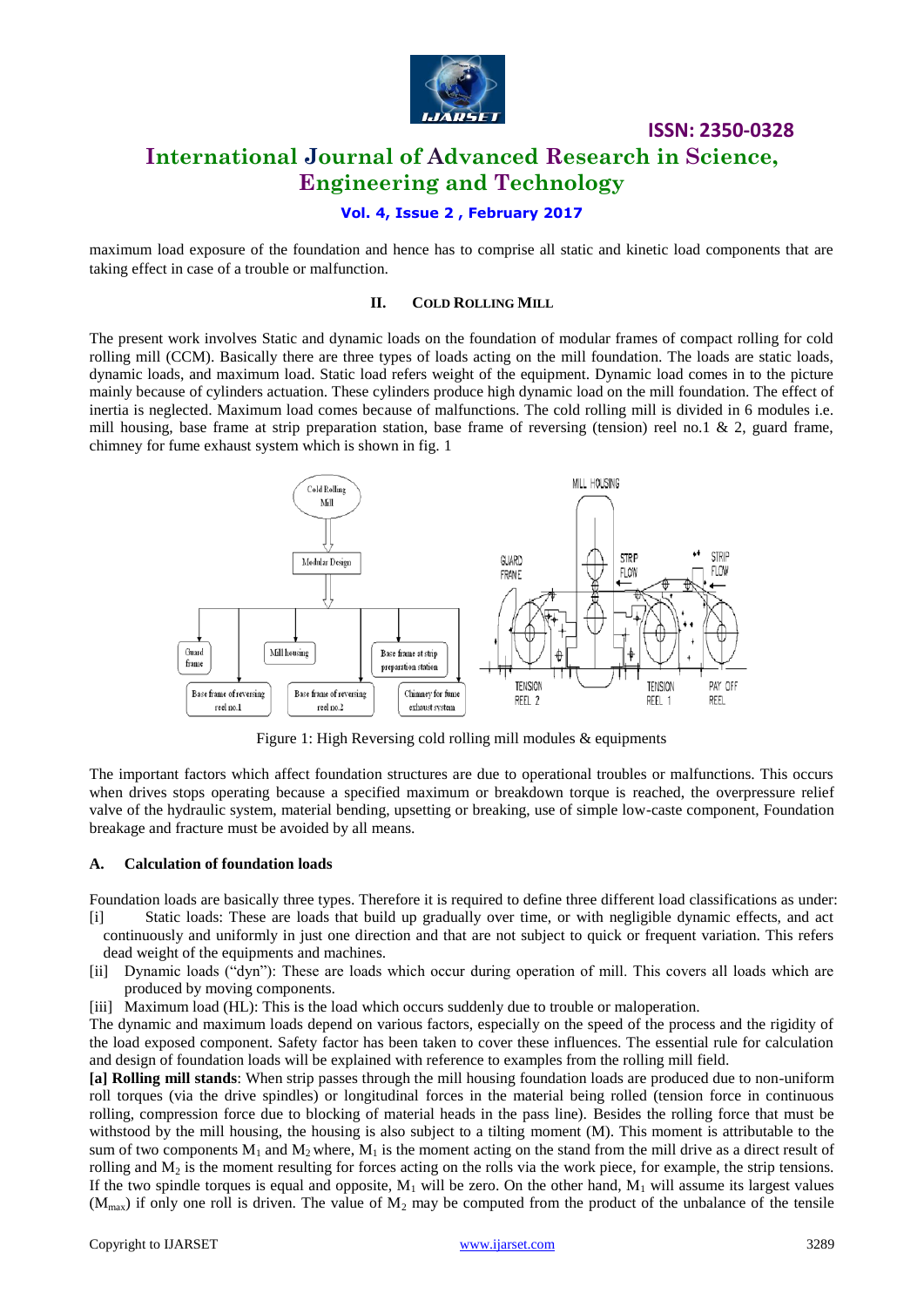maximum load exposure of the foundation and hence has to comprise all static and kinetic load components that are taking effect in case of a trouble or malfunction.

## II. COLD ROLLING MILL

The present work involves Static and dynamic loads on the foundation of modular frames of compact rolling for cold rolling mill (CCM). Basically there are three types of loads acting on the mill foundation. The loads are static loads, dynamic loads, and maximum load. Static load refers weight of the equipment. Dynamic load comes in to the picture mainly because of cylinders actuation. These cylinders produce high dynamic load on the mill foundation. The effect of inertia is neglected. Maximum load comes because of malfunctions. The cold rolling mill is divided in 6 modules i.e. mill housing, base frame at strip preparation station, base frame of reversing (tension) reel no.1 & 2, guard frame, chimney for fume exhaust system which is shown in fig. 1

Figure 1: High Reversing cold rolling mill modules & equipments

The important factors which affect foundation structures are due to operational troubles or malfunctions. This occurs when drives stops operating because a specified maximum or breakdown torque is reached, the overpressure relief valve of the hydraulic system, material bending, upsetting or breaking, use of simple low-caste component, Foundation breakage and fracture must be avoided by all means.

### A. Calculation of foundation loads

Foundation loads are basically three types. Therefore it is required to define three different load classifications as under:

[i] Static loads: These are loads that build up gradually over time, or with negligible dynamic effects, and act continuously and uniformly in just one direction and that are not subject to quick or frequent variation. This refers dead weight of the equipments and machines.

[ii] Dynamic loads ("dyn"): These are loads which occur during operation of mill. This covers all loads which are produced by moving components.

[iii] Maximum load (HL): This is the load which occurs suddenly due to trouble or maloperation.

The dynamic and maximum loads depend on various factors, especially on the speed of the process and the rigidity of the load exposed component. Safety factor has been taken to cover these influences. The essential rule for calculation and design of foundation loads will be explained with reference to examples from the rolling mill field.

**[a] Rolling mill stands**: When strip passes through the mill housing foundation loads are produced due to non-uniform roll torques (via the drive spindles) or longitudinal forces in the material being rolled (tension force in continuous rolling, compression force due to blocking of material heads in the pass line). Besides the rolling force that must be withstood by the mill housing, the housing is also subject to a tilting moment (M). This moment is attributable to the sum of two components $M_1$ and $M_2$ where, $M_1$ is the moment acting on the stand from the mill drive as a direct result of rolling and $M_2$ is the moment resulting for forces acting on the rolls via the work piece, for example, the strip tensions. If the two spindle torques is equal and opposite, $M_1$ will be zero. On the other hand, $M_1$ will assume its largest values ($M_{max}$) if only one roll is driven. The value of $M_2$ may be computed from the product of the unbalance of the tensile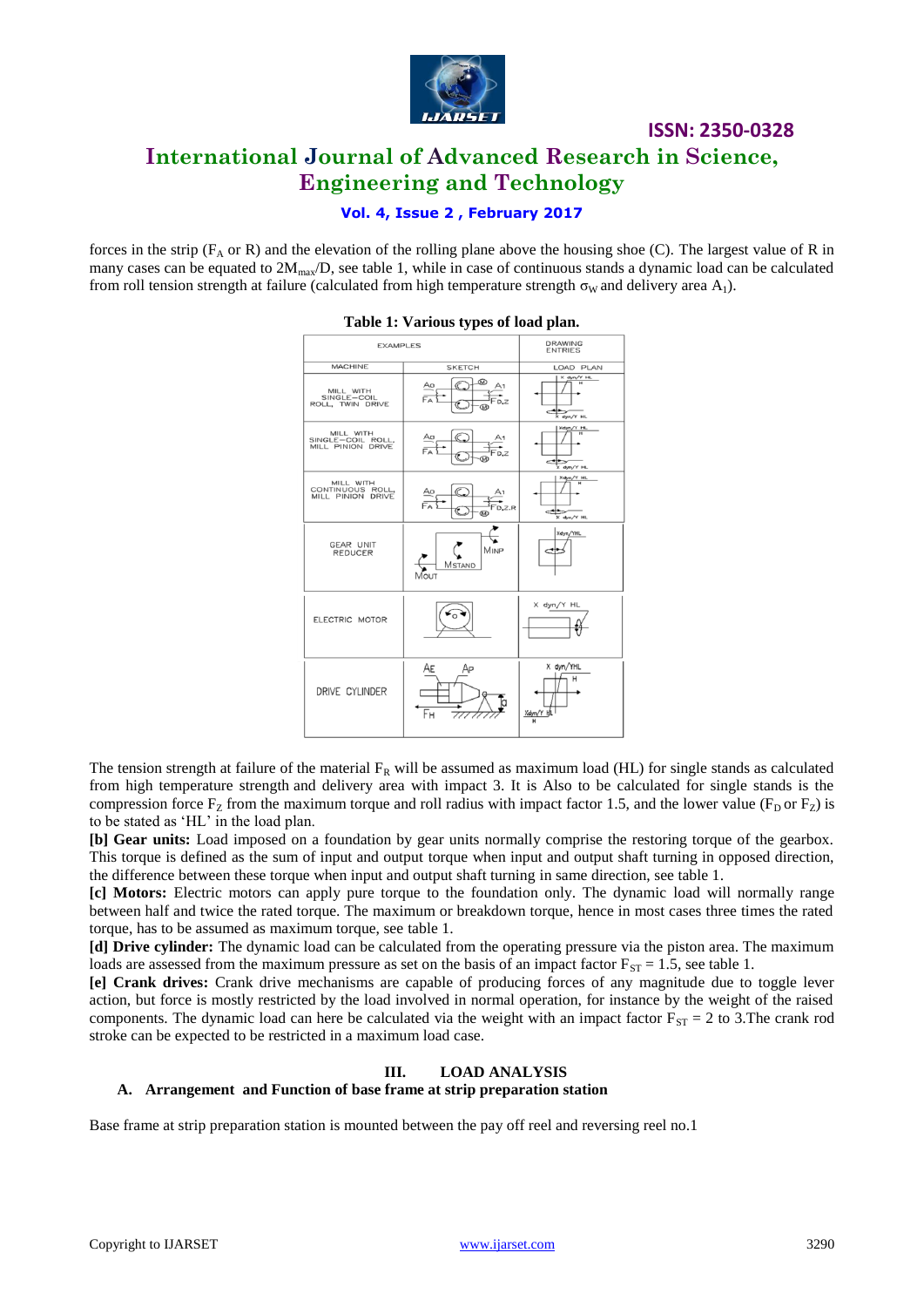forces in the strip ($F_A$ or R) and the elevation of the rolling plane above the housing shoe (C). The largest value of R in many cases can be equated to $2M_{max}/D$, see table 1, while in case of continuous stands a dynamic load can be calculated from roll tension strength at failure (calculated from high temperature strength $\sigma_W$ and delivery area $A_1$).

**Table 1: Various types of load plan.**

| EXAMPLES | | DRAWING ENTRIES |
|---|---|---|
| MACHINE | SKETCH | LOAD PLAN |
| MILL WITH SINGLE-COIL ROLL, TWIN DRIVE | | |
| MILL WITH SINGLE-COIL ROLL, MILL PINION DRIVE | | |
| MILL WITH CONTINUOUS ROLL, MILL PINION DRIVE | | |
| GEAR UNIT REDUCER | | |
| ELECTRIC MOTOR | | |
| DRIVE CYLINDER | | |

The tension strength at failure of the material $F_R$ will be assumed as maximum load (HL) for single stands as calculated from high temperature strength and delivery area with impact 3. It is Also to be calculated for single stands is the compression force $F_Z$ from the maximum torque and roll radius with impact factor 1.5, and the lower value ($F_D$ or $F_Z$) is to be stated as 'HL' in the load plan.

**[b] Gear units:** Load imposed on a foundation by gear units normally comprise the restoring torque of the gearbox. This torque is defined as the sum of input and output torque when input and output shaft turning in opposed direction, the difference between these torque when input and output shaft turning in same direction, see table 1.

**[c] Motors:** Electric motors can apply pure torque to the foundation only. The dynamic load will normally range between half and twice the rated torque. The maximum or breakdown torque, hence in most cases three times the rated torque, has to be assumed as maximum torque, see table 1.

**[d] Drive cylinder:** The dynamic load can be calculated from the operating pressure via the piston area. The maximum loads are assessed from the maximum pressure as set on the basis of an impact factor $F_{ST} = 1.5$, see table 1.

**[e] Crank drives:** Crank drive mechanisms are capable of producing forces of any magnitude due to toggle lever action, but force is mostly restricted by the load involved in normal operation, for instance by the weight of the raised components. The dynamic load can here be calculated via the weight with an impact factor $F_{ST} = 2$ to 3.The crank rod stroke can be expected to be restricted in a maximum load case.

## III. LOAD ANALYSIS

### A. Arrangement and Function of base frame at strip preparation station

Base frame at strip preparation station is mounted between the pay off reel and reversing reel no.1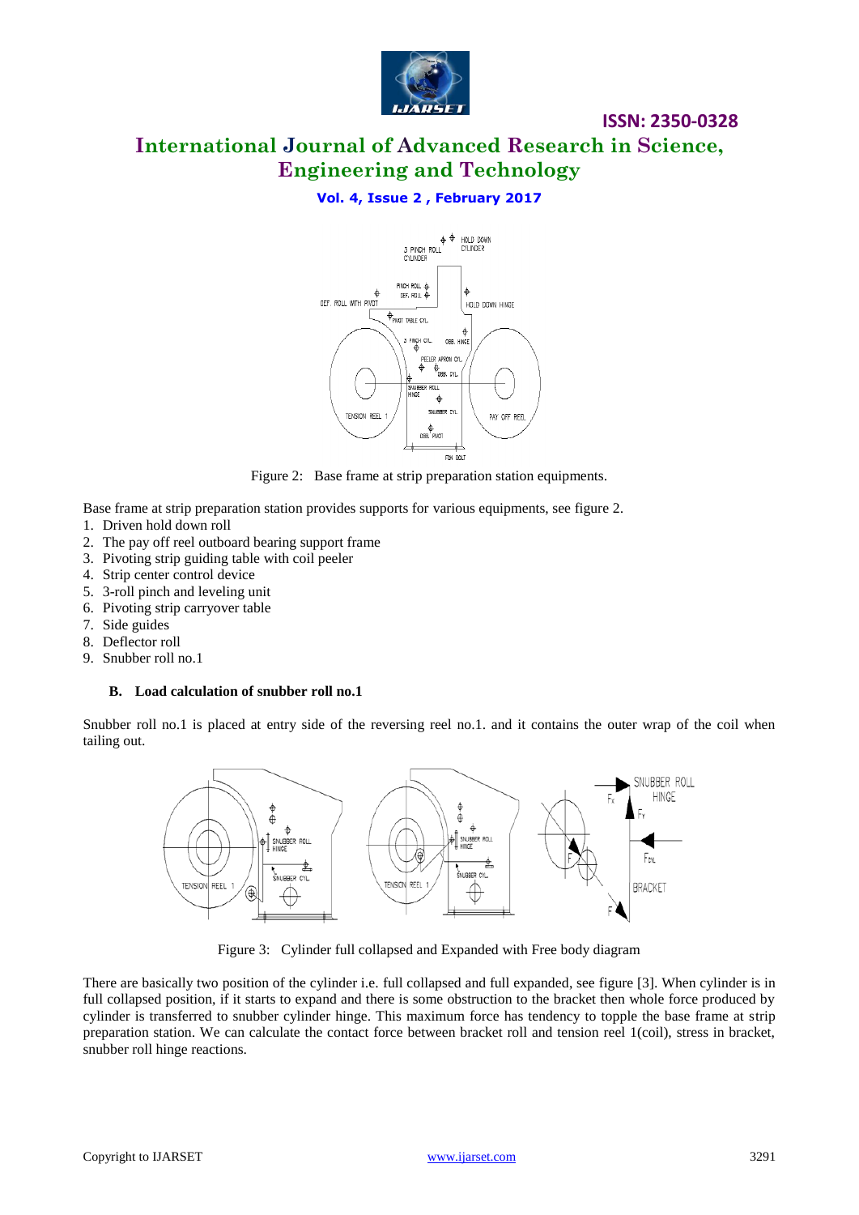Figure 2: Base frame at strip preparation station equipments.

Base frame at strip preparation station provides supports for various equipments, see figure 2.

1. Driven hold down roll
2. The pay off reel outboard bearing support frame
3. Pivoting strip guiding table with coil peeler
4. Strip center control device
5. 3-roll pinch and leveling unit
6. Pivoting strip carryover table
7. Side guides
8. Deflector roll
9. Snubber roll no.1

### B. Load calculation of snubber roll no.1

Snubber roll no.1 is placed at entry side of the reversing reel no.1. and it contains the outer wrap of the coil when tailing out.

Figure 3: Cylinder full collapsed and Expanded with Free body diagram

There are basically two position of the cylinder i.e. full collapsed and full expanded, see figure [3]. When cylinder is in full collapsed position, if it starts to expand and there is some obstruction to the bracket then whole force produced by cylinder is transferred to snubber cylinder hinge. This maximum force has tendency to topple the base frame at strip preparation station. We can calculate the contact force between bracket roll and tension reel 1(coil), stress in bracket, snubber roll hinge reactions.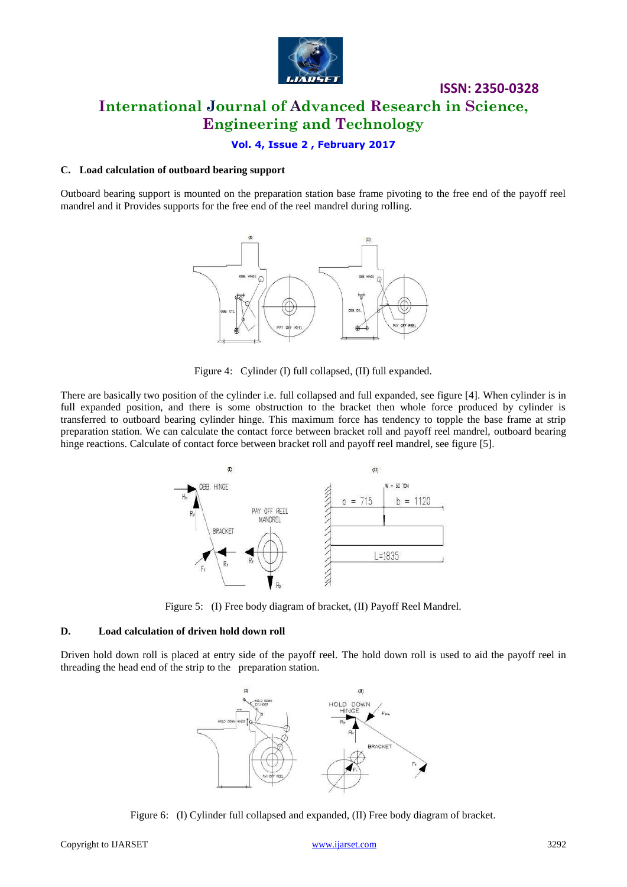#### C. Load calculation of outboard bearing support

Outboard bearing support is mounted on the preparation station base frame pivoting to the free end of the payoff reel mandrel and it Provides supports for the free end of the reel mandrel during rolling.

Figure 4: Cylinder (I) full collapsed, (II) full expanded.

There are basically two position of the cylinder i.e. full collapsed and full expanded, see figure [4]. When cylinder is in full expanded position, and there is some obstruction to the bracket then whole force produced by cylinder is transferred to outboard bearing cylinder hinge. This maximum force has tendency to topple the base frame at strip preparation station. We can calculate the contact force between bracket roll and payoff reel mandrel, outboard bearing hinge reactions. Calculate of contact force between bracket roll and payoff reel mandrel, see figure [5].

Figure 5: (I) Free body diagram of bracket, (II) Payoff Reel Mandrel.

#### D. Load calculation of driven hold down roll

Driven hold down roll is placed at entry side of the payoff reel. The hold down roll is used to aid the payoff reel in threading the head end of the strip to the preparation station.

Figure 6: (I) Cylinder full collapsed and expanded, (II) Free body diagram of bracket.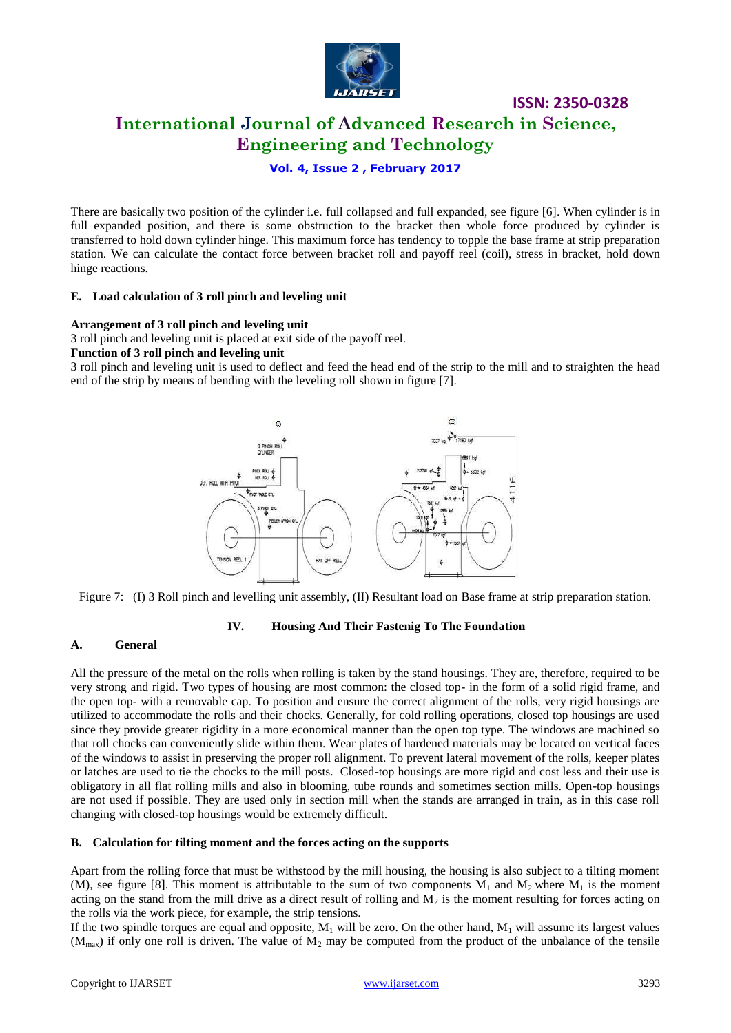There are basically two position of the cylinder i.e. full collapsed and full expanded, see figure [6]. When cylinder is in full expanded position, and there is some obstruction to the bracket then whole force produced by cylinder is transferred to hold down cylinder hinge. This maximum force has tendency to topple the base frame at strip preparation station. We can calculate the contact force between bracket roll and payoff reel (coil), stress in bracket, hold down hinge reactions.

### E. Load calculation of 3 roll pinch and leveling unit

**Arrangement of 3 roll pinch and leveling unit**

3 roll pinch and leveling unit is placed at exit side of the payoff reel.

**Function of 3 roll pinch and leveling unit**

3 roll pinch and leveling unit is used to deflect and feed the head end of the strip to the mill and to straighten the head end of the strip by means of bending with the leveling roll shown in figure [7].

Figure 7: (I) 3 Roll pinch and levelling unit assembly, (II) Resultant load on Base frame at strip preparation station.

## IV. Housing And Their Fastenig To The Foundation

### A. General

All the pressure of the metal on the rolls when rolling is taken by the stand housings. They are, therefore, required to be very strong and rigid. Two types of housing are most common: the closed top- in the form of a solid rigid frame, and the open top- with a removable cap. To position and ensure the correct alignment of the rolls, very rigid housings are utilized to accommodate the rolls and their chocks. Generally, for cold rolling operations, closed top housings are used since they provide greater rigidity in a more economical manner than the open top type. The windows are machined so that roll chocks can conveniently slide within them. Wear plates of hardened materials may be located on vertical faces of the windows to assist in preserving the proper roll alignment. To prevent lateral movement of the rolls, keeper plates or latches are used to tie the chocks to the mill posts. Closed-top housings are more rigid and cost less and their use is obligatory in all flat rolling mills and also in blooming, tube rounds and sometimes section mills. Open-top housings are not used if possible. They are used only in section mill when the stands are arranged in train, as in this case roll changing with closed-top housings would be extremely difficult.

### B. Calculation for tilting moment and the forces acting on the supports

Apart from the rolling force that must be withstood by the mill housing, the housing is also subject to a tilting moment (M), see figure [8]. This moment is attributable to the sum of two components $M_1$ and $M_2$ where $M_1$ is the moment acting on the stand from the mill drive as a direct result of rolling and $M_2$ is the moment resulting for forces acting on the rolls via the work piece, for example, the strip tensions.

If the two spindle torques are equal and opposite, $M_1$ will be zero. On the other hand, $M_1$ will assume its largest values ($M_{max}$) if only one roll is driven. The value of $M_2$ may be computed from the product of the unbalance of the tensile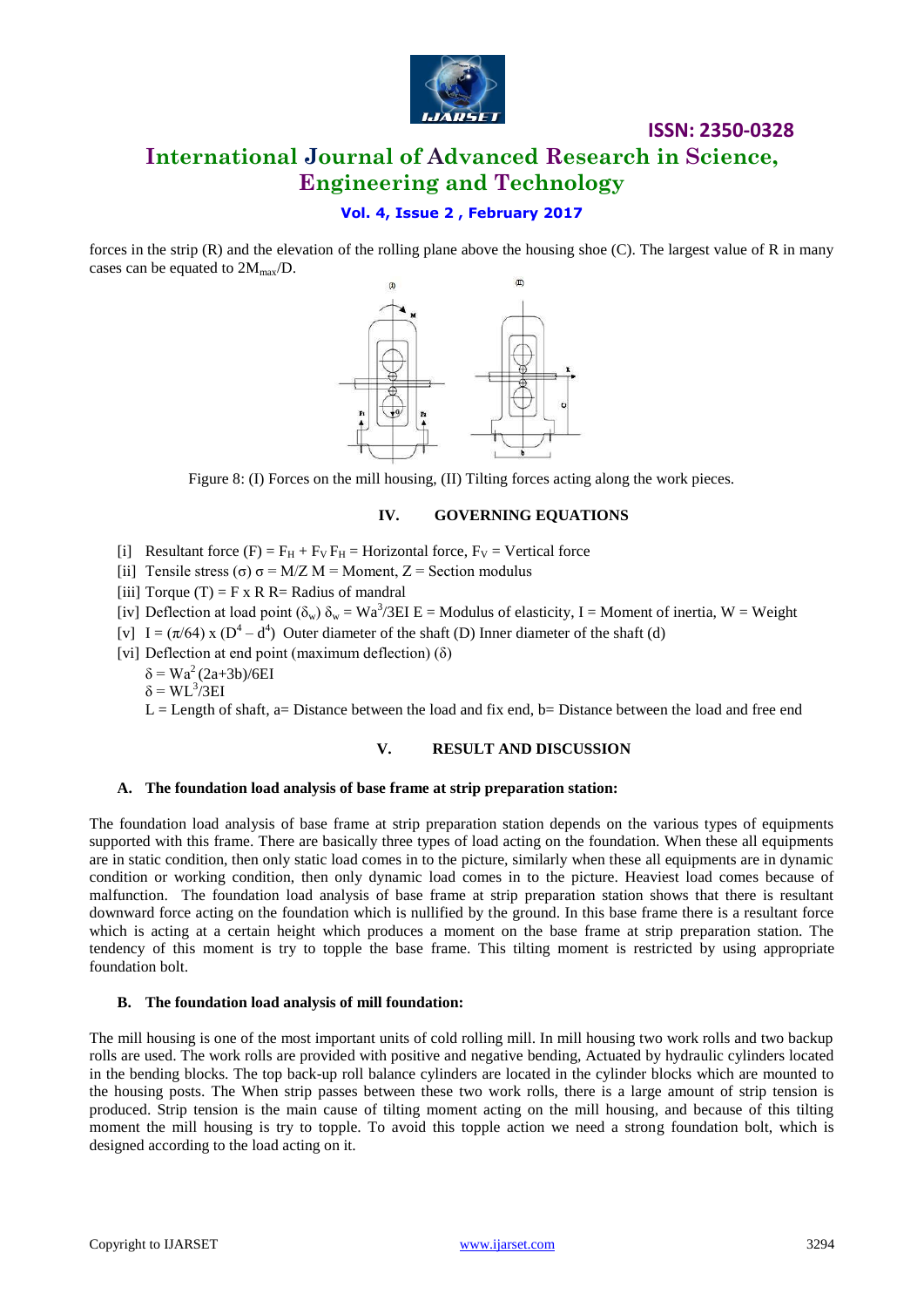forces in the strip (R) and the elevation of the rolling plane above the housing shoe (C). The largest value of R in many cases can be equated to $2M_{max}/D$.

Figure 8: (I) Forces on the mill housing, (II) Tilting forces acting along the work pieces.

## IV. GOVERNING EQUATIONS

[i] Resultant force (F) = $F_H + F_V$ $F_H$ = Horizontal force, $F_V$ = Vertical force

[ii] Tensile stress ($\sigma$) $\sigma = M/Z$ M = Moment, Z = Section modulus

[iii] Torque (T) = F x R R= Radius of mandral

[iv] Deflection at load point ($\delta_w$) $\delta_w = Wa^3/3EI$ E = Modulus of elasticity, I = Moment of inertia, W = Weight

[v] $I = (\pi/64) \times (D^4 - d^4)$ Outer diameter of the shaft (D) Inner diameter of the shaft (d)

[vi] Deflection at end point (maximum deflection) ($\delta$)

$$\delta = Wa^2(2a+3b)/6EI$$

$$\delta = WL^3/3EI$$

L = Length of shaft, a= Distance between the load and fix end, b= Distance between the load and free end

## V. RESULT AND DISCUSSION

### A. The foundation load analysis of base frame at strip preparation station:

The foundation load analysis of base frame at strip preparation station depends on the various types of equipments supported with this frame. There are basically three types of load acting on the foundation. When these all equipments are in static condition, then only static load comes in to the picture, similarly when these all equipments are in dynamic condition or working condition, then only dynamic load comes in to the picture. Heaviest load comes because of malfunction. The foundation load analysis of base frame at strip preparation station shows that there is resultant downward force acting on the foundation which is nullified by the ground. In this base frame there is a resultant force which is acting at a certain height which produces a moment on the base frame at strip preparation station. The tendency of this moment is try to topple the base frame. This tilting moment is restricted by using appropriate foundation bolt.

### B. The foundation load analysis of mill foundation:

The mill housing is one of the most important units of cold rolling mill. In mill housing two work rolls and two backup rolls are used. The work rolls are provided with positive and negative bending, Actuated by hydraulic cylinders located in the bending blocks. The top back-up roll balance cylinders are located in the cylinder blocks which are mounted to the housing posts. The When strip passes between these two work rolls, there is a large amount of strip tension is produced. Strip tension is the main cause of tilting moment acting on the mill housing, and because of this tilting moment the mill housing is try to topple. To avoid this topple action we need a strong foundation bolt, which is designed according to the load acting on it.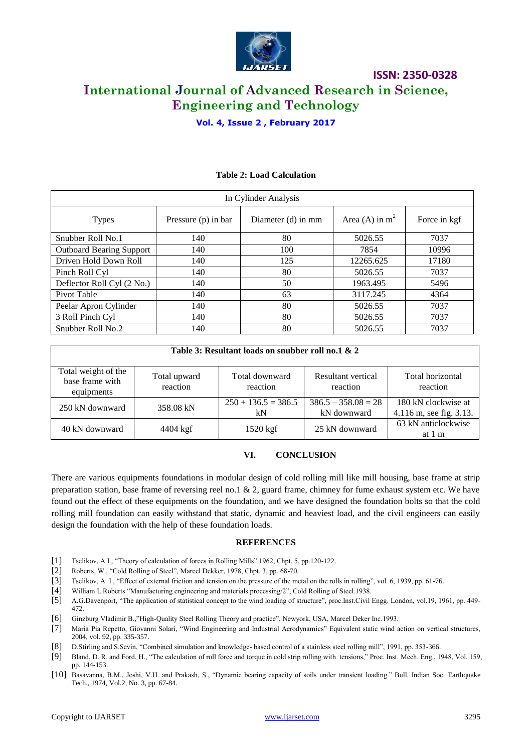**Table 2: Load Calculation**

| In Cylinder Analysis | | | | |
|---|---|---|---|---|
| Types | Pressure (p) in bar | Diameter (d) in mm | Area (A) in $m^2$ | Force in kgf |
| Snubber Roll No.1 | 140 | 80 | 5026.55 | 7037 |
| Outboard Bearing Support | 140 | 100 | 7854 | 10996 |
| Driven Hold Down Roll | 140 | 125 | 12265.625 | 17180 |
| Pinch Roll Cyl | 140 | 80 | 5026.55 | 7037 |
| Deflector Roll Cyl (2 No.) | 140 | 50 | 1963.495 | 5496 |
| Pivot Table | 140 | 63 | 3117.245 | 4364 |
| Peelar Apron Cylinder | 140 | 80 | 5026.55 | 7037 |
| 3 Roll Pinch Cyl | 140 | 80 | 5026.55 | 7037 |
| Snubber Roll No.2 | 140 | 80 | 5026.55 | 7037 |

**Table 3: Resultant loads on snubber roll no.1 & 2**

| Total weight of the base frame with equipments | Total upward reaction | Total downward reaction | Resultant vertical reaction | Total horizontal reaction |
|---|---|---|---|---|
| 250 kN downward | 358.08 kN | 250 + 136.5 = 386.5 kN | 386.5 – 358.08 = 28 kN downward | 180 kN clockwise at 4.116 m, see fig. 3.13. |
| 40 kN downward | 4404 kgf | 1520 kgf | 25 kN downward | 63 kN anticlockwise at 1 m |

## VI. CONCLUSION

There are various equipments foundations in modular design of cold rolling mill like mill housing, base frame at strip preparation station, base frame of reversing reel no.1 & 2, guard frame, chimney for fume exhaust system etc. We have found out the effect of these equipments on the foundation, and we have designed the foundation bolts so that the cold rolling mill foundation can easily withstand that static, dynamic and heaviest load, and the civil engineers can easily design the foundation with the help of these foundation loads.

## REFERENCES

[1] Tselikov, A.I., "Theory of calculation of forces in Rolling Mills" 1962, Chpt. 5, pp.120-122.

[2] Roberts, W., "Cold Rolling of Steel", Marcel Dekker, 1978, Chpt. 3, pp. 68-70.

[3] Tselikov, A. I., "Effect of external friction and tension on the pressure of the metal on the rolls in rolling", vol. 6, 1939, pp. 61-76.

[4] William L.Roberts "Manufacturing engineering and materials processing/2", Cold Rolling of Steel.1938.

[5] A.G.Davenport, "The application of statistical concept to the wind loading of structure", proc.Inst.Civil Engg. London, vol.19, 1961, pp. 449-472.

[6] Ginzburg Vladimir B.,"High-Quality Steel Rolling Theory and practice", Newyork, USA, Marcel Deker Inc.1993.

[7] Maria Pia Repetto, Giovanni Solari, "Wind Engineering and Industrial Aerodynamics" Equivalent static wind action on vertical structures, 2004, vol. 92, pp. 335-357.

[8] D.Stirling and S.Sevin, "Combined simulation and knowledge- based control of a stainless steel rolling mill", 1991, pp. 353-366.

[9] Bland, D. R. and Ford, H., "The calculation of roll force and torque in cold strip rolling with tensions," Proc. Inst. Mech. Eng., 1948, Vol. 159, pp. 144-153.

[10] Basavanna, B.M., Joshi, V.H. and Prakash, S., "Dynamic bearing capacity of soils under transient loading." Bull. Indian Soc. Earthquake Tech., 1974, Vol.2, No. 3, pp. 67-84.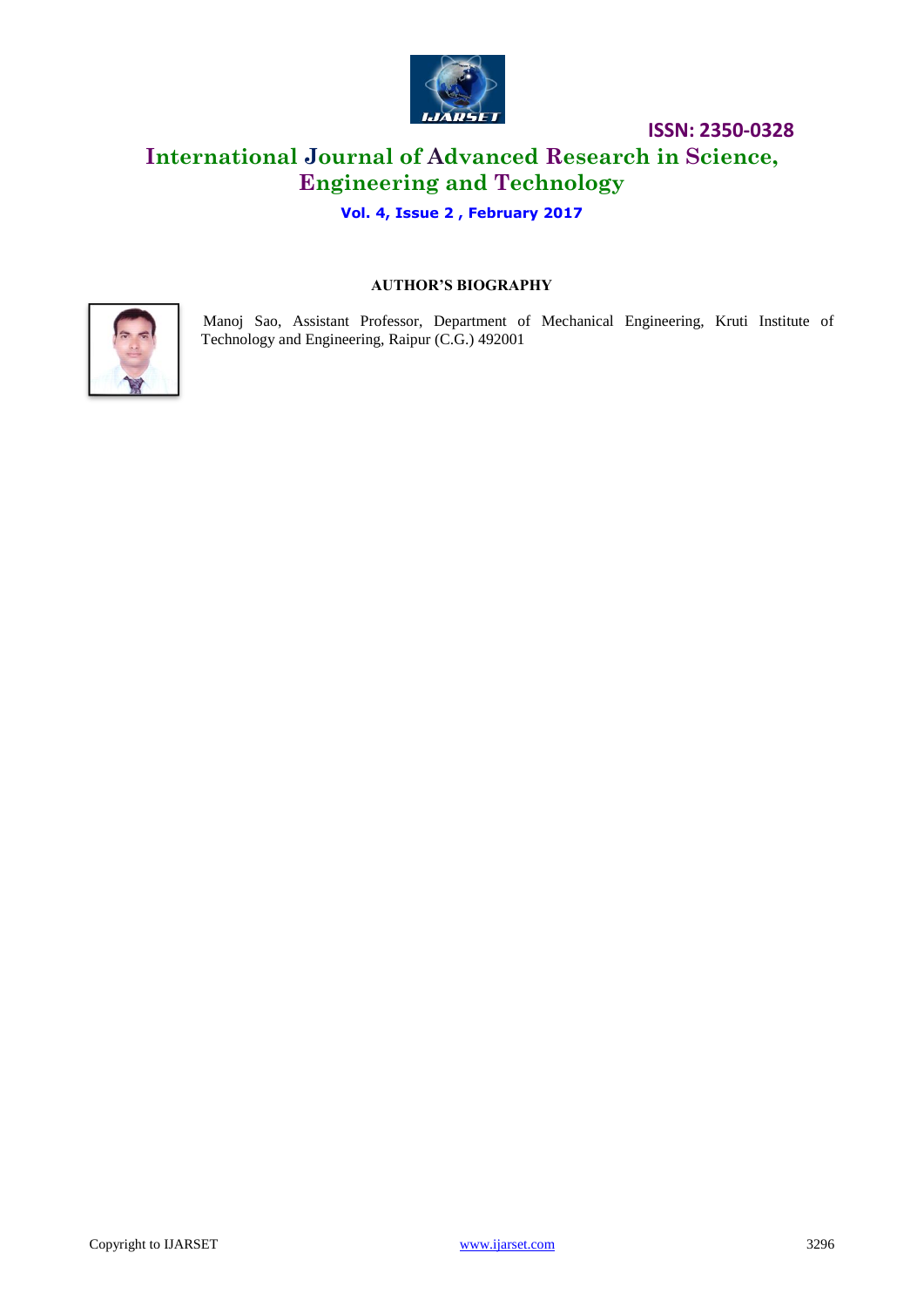**AUTHOR'S BIOGRAPHY**

Manoj Sao, Assistant Professor, Department of Mechanical Engineering, Kruti Institute of Technology and Engineering, Raipur (C.G.) 492001